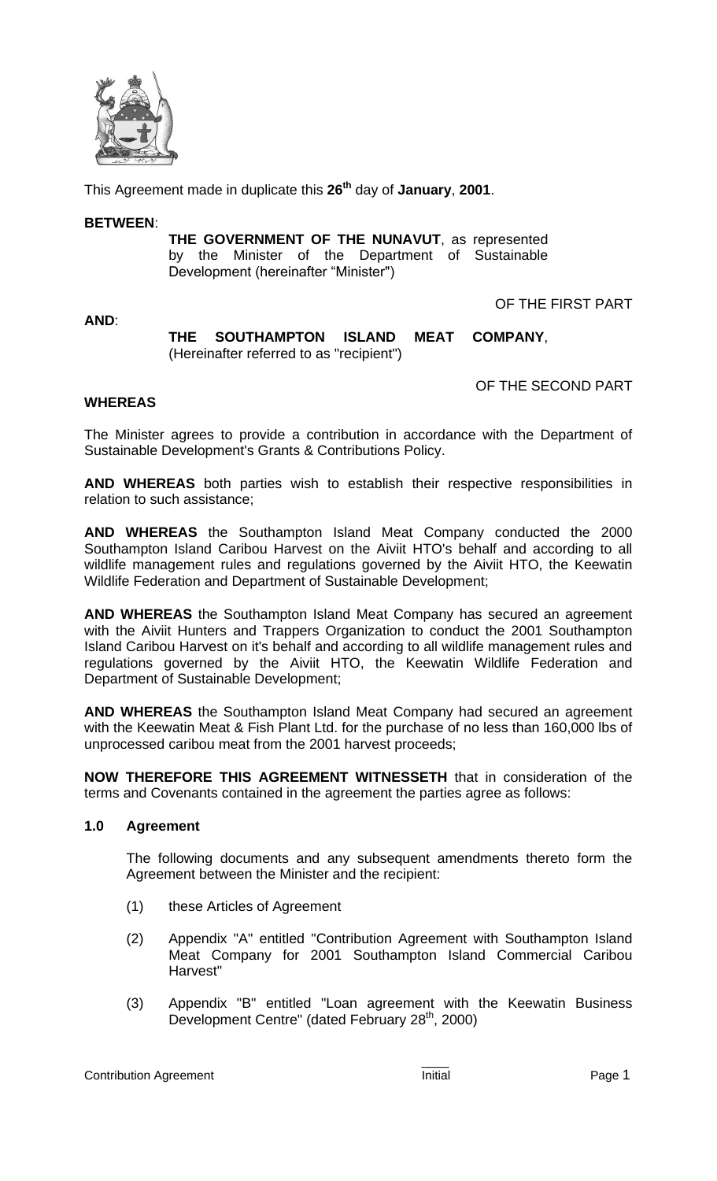This Agreement made in duplicate this **26th** day of **January**, **2001**.

**BETWEEN**:

**THE GOVERNMENT OF THE NUNAVUT**, as represented by the Minister of the Department of Sustainable Development (hereinafter "Minister")

OF THE FIRST PART

**AND**:

**THE SOUTHAMPTON ISLAND MEAT COMPANY**, (Hereinafter referred to as "recipient")

OF THE SECOND PART

**WHEREAS**

The Minister agrees to provide a contribution in accordance with the Department of Sustainable Development's Grants & Contributions Policy.

**AND WHEREAS** both parties wish to establish their respective responsibilities in relation to such assistance;

**AND WHEREAS** the Southampton Island Meat Company conducted the 2000 Southampton Island Caribou Harvest on the Aiviit HTO's behalf and according to all wildlife management rules and regulations governed by the Aiviit HTO, the Keewatin Wildlife Federation and Department of Sustainable Development;

**AND WHEREAS** the Southampton Island Meat Company has secured an agreement with the Aiviit Hunters and Trappers Organization to conduct the 2001 Southampton Island Caribou Harvest on it's behalf and according to all wildlife management rules and regulations governed by the Aiviit HTO, the Keewatin Wildlife Federation and Department of Sustainable Development;

**AND WHEREAS** the Southampton Island Meat Company had secured an agreement with the Keewatin Meat & Fish Plant Ltd. for the purchase of no less than 160,000 lbs of unprocessed caribou meat from the 2001 harvest proceeds;

**NOW THEREFORE THIS AGREEMENT WITNESSETH** that in consideration of the terms and Covenants contained in the agreement the parties agree as follows:

## 1.0 Agreement

The following documents and any subsequent amendments thereto form the Agreement between the Minister and the recipient:

(1) these Articles of Agreement

(2) Appendix "A" entitled "Contribution Agreement with Southampton Island Meat Company for 2001 Southampton Island Commercial Caribou Harvest"

(3) Appendix "B" entitled "Loan agreement with the Keewatin Business Development Centre" (dated February 28th, 2000)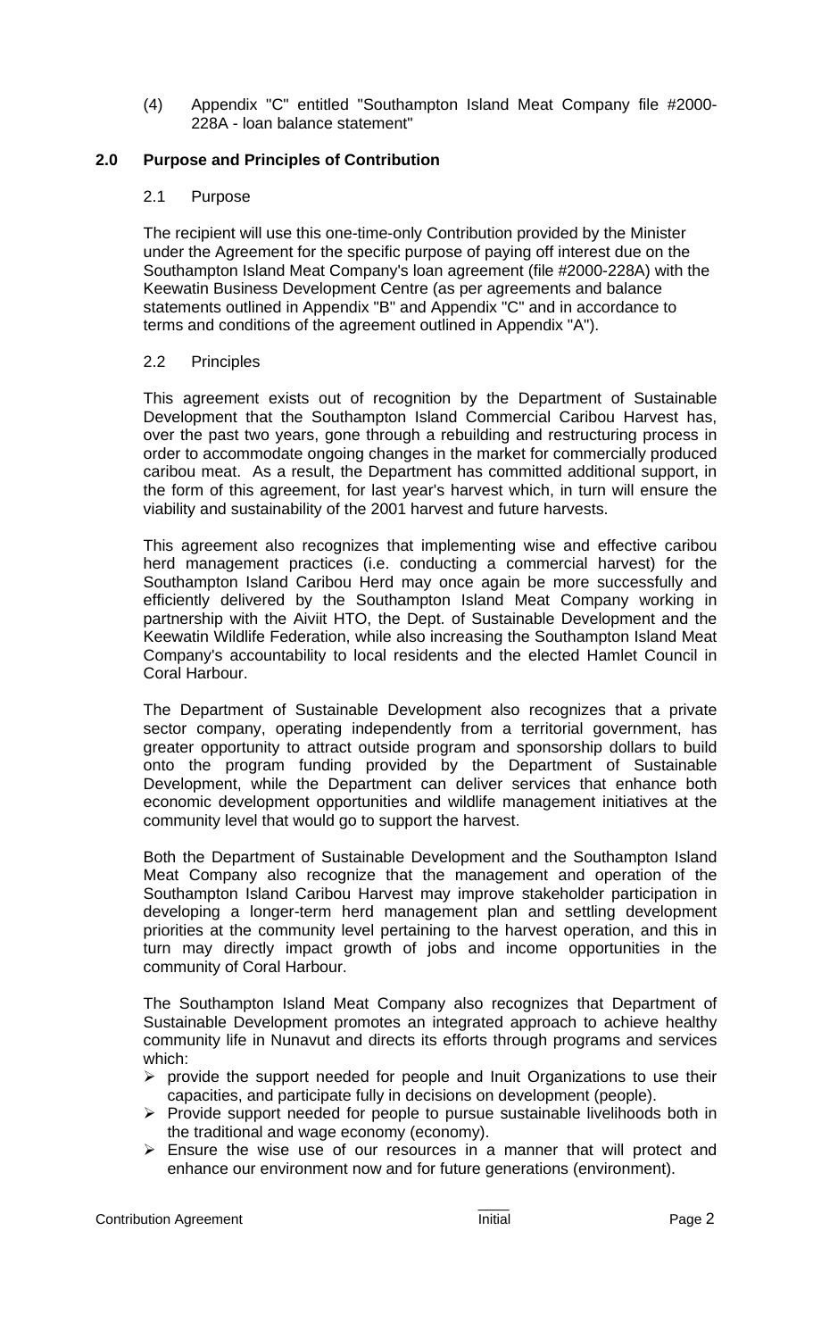(4) Appendix "C" entitled "Southampton Island Meat Company file #2000-228A - loan balance statement"

## 2.0 Purpose and Principles of Contribution

### 2.1 Purpose

The recipient will use this one-time-only Contribution provided by the Minister under the Agreement for the specific purpose of paying off interest due on the Southampton Island Meat Company's loan agreement (file #2000-228A) with the Keewatin Business Development Centre (as per agreements and balance statements outlined in Appendix "B" and Appendix "C" and in accordance to terms and conditions of the agreement outlined in Appendix "A").

### 2.2 Principles

This agreement exists out of recognition by the Department of Sustainable Development that the Southampton Island Commercial Caribou Harvest has, over the past two years, gone through a rebuilding and restructuring process in order to accommodate ongoing changes in the market for commercially produced caribou meat. As a result, the Department has committed additional support, in the form of this agreement, for last year's harvest which, in turn will ensure the viability and sustainability of the 2001 harvest and future harvests.

This agreement also recognizes that implementing wise and effective caribou herd management practices (i.e. conducting a commercial harvest) for the Southampton Island Caribou Herd may once again be more successfully and efficiently delivered by the Southampton Island Meat Company working in partnership with the Aiviit HTO, the Dept. of Sustainable Development and the Keewatin Wildlife Federation, while also increasing the Southampton Island Meat Company's accountability to local residents and the elected Hamlet Council in Coral Harbour.

The Department of Sustainable Development also recognizes that a private sector company, operating independently from a territorial government, has greater opportunity to attract outside program and sponsorship dollars to build onto the program funding provided by the Department of Sustainable Development, while the Department can deliver services that enhance both economic development opportunities and wildlife management initiatives at the community level that would go to support the harvest.

Both the Department of Sustainable Development and the Southampton Island Meat Company also recognize that the management and operation of the Southampton Island Caribou Harvest may improve stakeholder participation in developing a longer-term herd management plan and settling development priorities at the community level pertaining to the harvest operation, and this in turn may directly impact growth of jobs and income opportunities in the community of Coral Harbour.

The Southampton Island Meat Company also recognizes that Department of Sustainable Development promotes an integrated approach to achieve healthy community life in Nunavut and directs its efforts through programs and services which:

- provide the support needed for people and Inuit Organizations to use their capacities, and participate fully in decisions on development (people).
- Provide support needed for people to pursue sustainable livelihoods both in the traditional and wage economy (economy).
- Ensure the wise use of our resources in a manner that will protect and enhance our environment now and for future generations (environment).

Contribution Agreement ____ Initial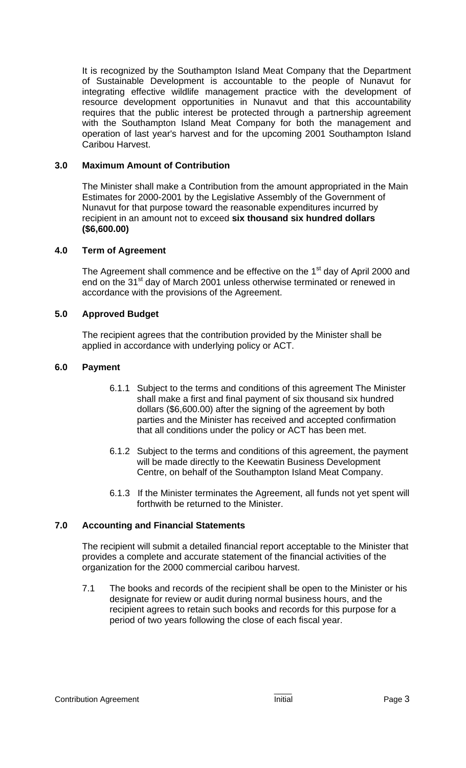It is recognized by the Southampton Island Meat Company that the Department of Sustainable Development is accountable to the people of Nunavut for integrating effective wildlife management practice with the development of resource development opportunities in Nunavut and that this accountability requires that the public interest be protected through a partnership agreement with the Southampton Island Meat Company for both the management and operation of last year's harvest and for the upcoming 2001 Southampton Island Caribou Harvest.

## 3.0 Maximum Amount of Contribution

The Minister shall make a Contribution from the amount appropriated in the Main Estimates for 2000-2001 by the Legislative Assembly of the Government of Nunavut for that purpose toward the reasonable expenditures incurred by recipient in an amount not to exceed **six thousand six hundred dollars ($6,600.00)**

## 4.0 Term of Agreement

The Agreement shall commence and be effective on the 1st day of April 2000 and end on the 31st day of March 2001 unless otherwise terminated or renewed in accordance with the provisions of the Agreement.

## 5.0 Approved Budget

The recipient agrees that the contribution provided by the Minister shall be applied in accordance with underlying policy or ACT.

## 6.0 Payment

6.1.1 Subject to the terms and conditions of this agreement The Minister shall make a first and final payment of six thousand six hundred dollars ($6,600.00) after the signing of the agreement by both parties and the Minister has received and accepted confirmation that all conditions under the policy or ACT has been met.

6.1.2 Subject to the terms and conditions of this agreement, the payment will be made directly to the Keewatin Business Development Centre, on behalf of the Southampton Island Meat Company.

6.1.3 If the Minister terminates the Agreement, all funds not yet spent will forthwith be returned to the Minister.

## 7.0 Accounting and Financial Statements

The recipient will submit a detailed financial report acceptable to the Minister that provides a complete and accurate statement of the financial activities of the organization for the 2000 commercial caribou harvest.

7.1 The books and records of the recipient shall be open to the Minister or his designate for review or audit during normal business hours, and the recipient agrees to retain such books and records for this purpose for a period of two years following the close of each fiscal year.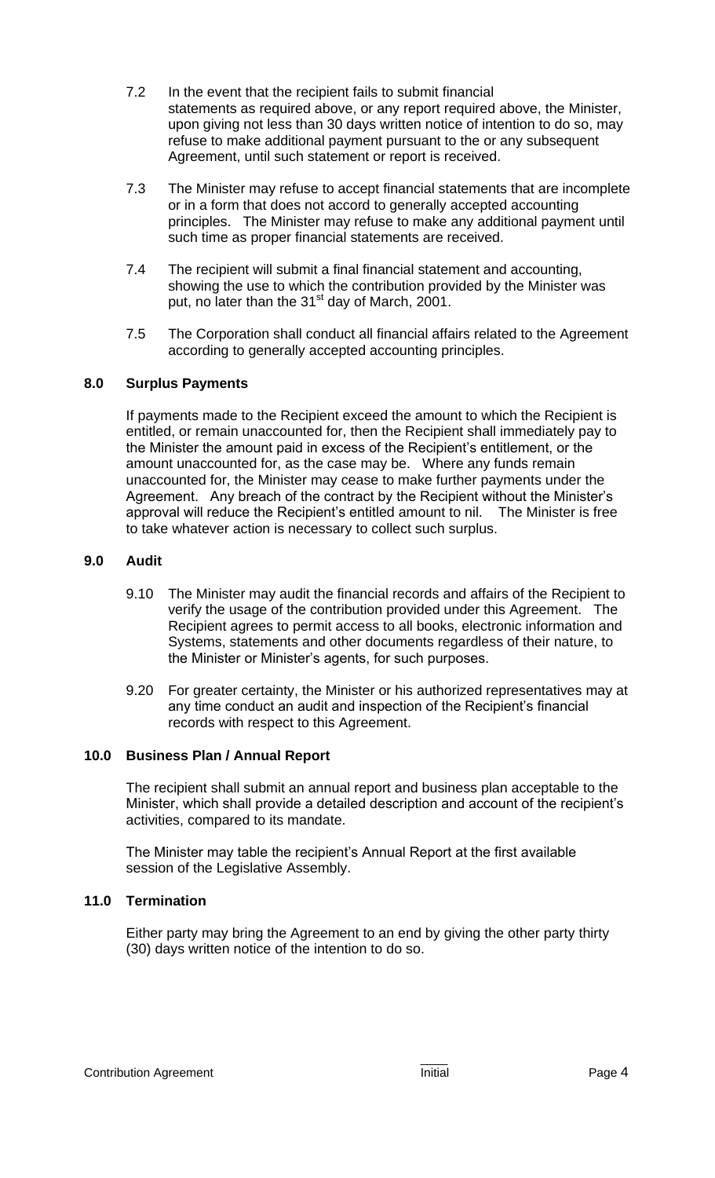7.2 In the event that the recipient fails to submit financial statements as required above, or any report required above, the Minister, upon giving not less than 30 days written notice of intention to do so, may refuse to make additional payment pursuant to the or any subsequent Agreement, until such statement or report is received.

7.3 The Minister may refuse to accept financial statements that are incomplete or in a form that does not accord to generally accepted accounting principles. The Minister may refuse to make any additional payment until such time as proper financial statements are received.

7.4 The recipient will submit a final financial statement and accounting, showing the use to which the contribution provided by the Minister was put, no later than the 31st day of March, 2001.

7.5 The Corporation shall conduct all financial affairs related to the Agreement according to generally accepted accounting principles.

## 8.0 Surplus Payments

If payments made to the Recipient exceed the amount to which the Recipient is entitled, or remain unaccounted for, then the Recipient shall immediately pay to the Minister the amount paid in excess of the Recipient's entitlement, or the amount unaccounted for, as the case may be. Where any funds remain unaccounted for, the Minister may cease to make further payments under the Agreement. Any breach of the contract by the Recipient without the Minister's approval will reduce the Recipient's entitled amount to nil. The Minister is free to take whatever action is necessary to collect such surplus.

## 9.0 Audit

9.10 The Minister may audit the financial records and affairs of the Recipient to verify the usage of the contribution provided under this Agreement. The Recipient agrees to permit access to all books, electronic information and Systems, statements and other documents regardless of their nature, to the Minister or Minister's agents, for such purposes.

9.20 For greater certainty, the Minister or his authorized representatives may at any time conduct an audit and inspection of the Recipient's financial records with respect to this Agreement.

## 10.0 Business Plan / Annual Report

The recipient shall submit an annual report and business plan acceptable to the Minister, which shall provide a detailed description and account of the recipient's activities, compared to its mandate.

The Minister may table the recipient's Annual Report at the first available session of the Legislative Assembly.

## 11.0 Termination

Either party may bring the Agreement to an end by giving the other party thirty (30) days written notice of the intention to do so.

Contribution Agreement ____ Initial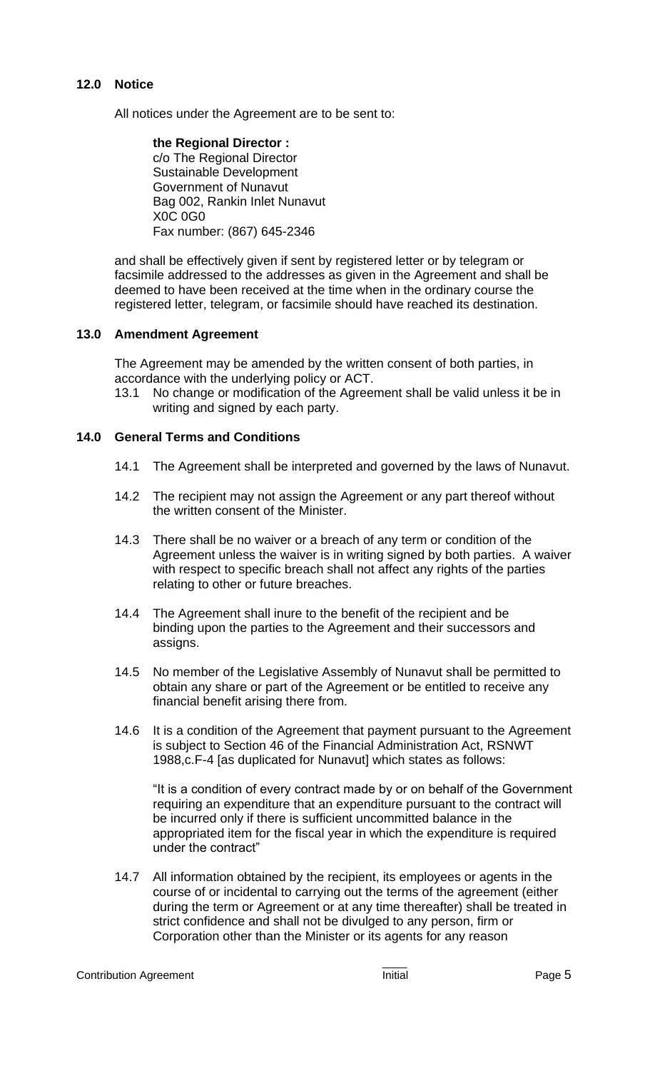## 12.0 Notice

All notices under the Agreement are to be sent to:

**the Regional Director :**
c/o The Regional Director
Sustainable Development
Government of Nunavut
Bag 002, Rankin Inlet Nunavut
X0C 0G0
Fax number: (867) 645-2346

and shall be effectively given if sent by registered letter or by telegram or facsimile addressed to the addresses as given in the Agreement and shall be deemed to have been received at the time when in the ordinary course the registered letter, telegram, or facsimile should have reached its destination.

## 13.0 Amendment Agreement

The Agreement may be amended by the written consent of both parties, in accordance with the underlying policy or ACT.

13.1 No change or modification of the Agreement shall be valid unless it be in writing and signed by each party.

## 14.0 General Terms and Conditions

14.1 The Agreement shall be interpreted and governed by the laws of Nunavut.

14.2 The recipient may not assign the Agreement or any part thereof without the written consent of the Minister.

14.3 There shall be no waiver or a breach of any term or condition of the Agreement unless the waiver is in writing signed by both parties. A waiver with respect to specific breach shall not affect any rights of the parties relating to other or future breaches.

14.4 The Agreement shall inure to the benefit of the recipient and be binding upon the parties to the Agreement and their successors and assigns.

14.5 No member of the Legislative Assembly of Nunavut shall be permitted to obtain any share or part of the Agreement or be entitled to receive any financial benefit arising there from.

14.6 It is a condition of the Agreement that payment pursuant to the Agreement is subject to Section 46 of the Financial Administration Act, RSNWT 1988,c.F-4 [as duplicated for Nunavut] which states as follows:

"It is a condition of every contract made by or on behalf of the Government requiring an expenditure that an expenditure pursuant to the contract will be incurred only if there is sufficient uncommitted balance in the appropriated item for the fiscal year in which the expenditure is required under the contract"

14.7 All information obtained by the recipient, its employees or agents in the course of or incidental to carrying out the terms of the agreement (either during the term or Agreement or at any time thereafter) shall be treated in strict confidence and shall not be divulged to any person, firm or Corporation other than the Minister or its agents for any reason

Contribution Agreement ____ Initial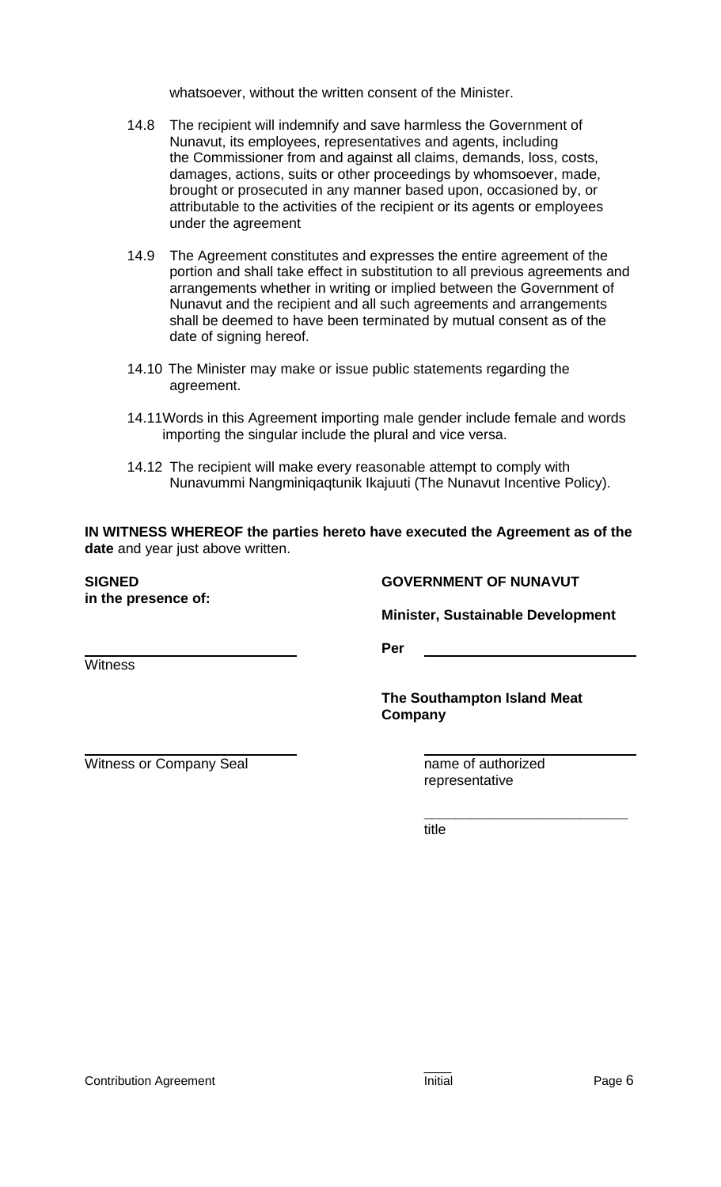whatsoever, without the written consent of the Minister.

14.8 The recipient will indemnify and save harmless the Government of Nunavut, its employees, representatives and agents, including the Commissioner from and against all claims, demands, loss, costs, damages, actions, suits or other proceedings by whomsoever, made, brought or prosecuted in any manner based upon, occasioned by, or attributable to the activities of the recipient or its agents or employees under the agreement

14.9 The Agreement constitutes and expresses the entire agreement of the portion and shall take effect in substitution to all previous agreements and arrangements whether in writing or implied between the Government of Nunavut and the recipient and all such agreements and arrangements shall be deemed to have been terminated by mutual consent as of the date of signing hereof.

14.10 The Minister may make or issue public statements regarding the agreement.

14.11 Words in this Agreement importing male gender include female and words importing the singular include the plural and vice versa.

14.12 The recipient will make every reasonable attempt to comply with Nunavummi Nangminiqaqtunik Ikajuuti (The Nunavut Incentive Policy).

**IN WITNESS WHEREOF the parties hereto have executed the Agreement as of the date** and year just above written.

**SIGNED in the presence of:**

**GOVERNMENT OF NUNAVUT**

**Minister, Sustainable Development**

**Per** ____________________________

____________________________
Witness

**The Southampton Island Meat Company**

____________________________
Witness or Company Seal

____________________________
name of authorized representative

____________________________
title

Contribution Agreement ____ Initial